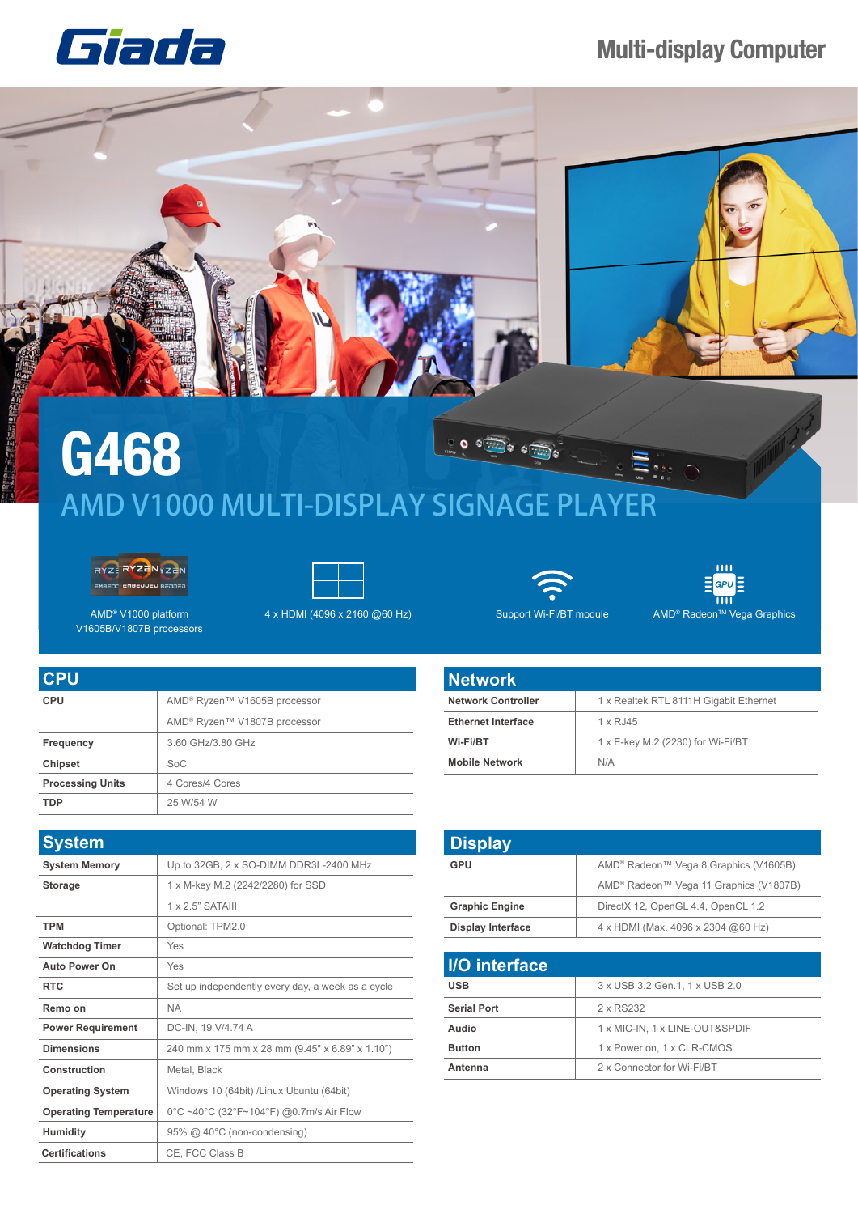Giada

# Multi-display Computer

# G468

## AMD V1000 MULTI-DISPLAY SIGNAGE PLAYER

AMD® V1000 platform V1605B/V1807B processors

4 x HDMI (4096 x 2160 @60 Hz)

Support Wi-Fi/BT module

AMD® Radeon™ Vega Graphics

## CPU

| | |
|---|---|
| **CPU** | AMD® Ryzen™ V1605B processor |
| | AMD® Ryzen™ V1807B processor |
| **Frequency** | 3.60 GHz/3.80 GHz |
| **Chipset** | SoC |
| **Processing Units** | 4 Cores/4 Cores |
| **TDP** | 25 W/54 W |

## Network

| | |
|---|---|
| **Network Controller** | 1 x Realtek RTL 8111H Gigabit Ethernet |
| **Ethernet Interface** | 1 x RJ45 |
| **Wi-Fi/BT** | 1 x E-key M.2 (2230) for Wi-Fi/BT |
| **Mobile Network** | N/A |

## System

| | |
|---|---|
| **System Memory** | Up to 32GB, 2 x SO-DIMM DDR3L-2400 MHz |
| **Storage** | 1 x M-key M.2 (2242/2280) for SSD |
| | 1 x 2.5" SATAIII |
| **TPM** | Optional: TPM2.0 |
| **Watchdog Timer** | Yes |
| **Auto Power On** | Yes |
| **RTC** | Set up independently every day, a week as a cycle |
| **Remo on** | NA |
| **Power Requirement** | DC-IN, 19 V/4.74 A |
| **Dimensions** | 240 mm x 175 mm x 28 mm (9.45" x 6.89" x 1.10") |
| **Construction** | Metal, Black |
| **Operating System** | Windows 10 (64bit) /Linux Ubuntu (64bit) |
| **Operating Temperature** | 0°C ~40°C (32°F~104°F) @0.7m/s Air Flow |
| **Humidity** | 95% @ 40°C (non-condensing) |
| **Certifications** | CE, FCC Class B |

## Display

| | |
|---|---|
| **GPU** | AMD® Radeon™ Vega 8 Graphics (V1605B) |
| | AMD® Radeon™ Vega 11 Graphics (V1807B) |
| **Graphic Engine** | DirectX 12, OpenGL 4.4, OpenCL 1.2 |
| **Display Interface** | 4 x HDMI (Max. 4096 x 2304 @60 Hz) |

## I/O interface

| | |
|---|---|
| **USB** | 3 x USB 3.2 Gen.1, 1 x USB 2.0 |
| **Serial Port** | 2 x RS232 |
| **Audio** | 1 x MIC-IN, 1 x LINE-OUT&SPDIF |
| **Button** | 1 x Power on, 1 x CLR-CMOS |
| **Antenna** | 2 x Connector for Wi-Fi/BT |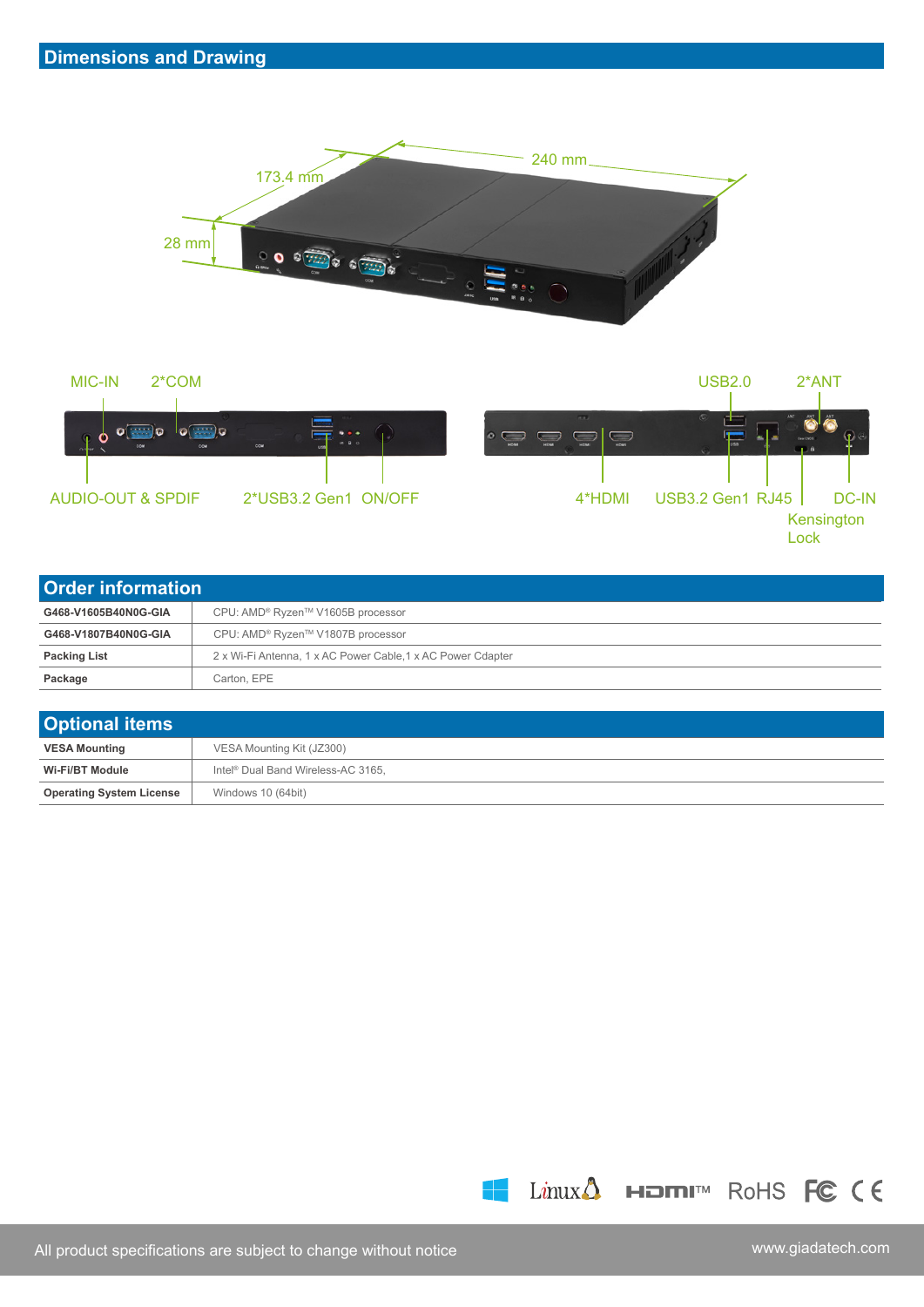## Dimensions and Drawing

240 mm
173.4 mm
28 mm

MIC-IN 2*COM
AUDIO-OUT & SPDIF 2*USB3.2 Gen1 ON/OFF

USB2.0 2*ANT
4*HDMI USB3.2 Gen1 RJ45 DC-IN
Kensington Lock

## Order information

| | |
|---|---|
| **G468-V1605B40N0G-GIA** | CPU: AMD® Ryzen™ V1605B processor |
| **G468-V1807B40N0G-GIA** | CPU: AMD® Ryzen™ V1807B processor |
| **Packing List** | 2 x Wi-Fi Antenna, 1 x AC Power Cable,1 x AC Power Cdapter |
| **Package** | Carton, EPE |

## Optional items

| | |
|---|---|
| **VESA Mounting** | VESA Mounting Kit (JZ300) |
| **Wi-Fi/BT Module** | Intel® Dual Band Wireless-AC 3165, |
| **Operating System License** | Windows 10 (64bit) |

Linux HDMI™ RoHS FC CE

All product specifications are subject to change without notice

www.giadatech.com